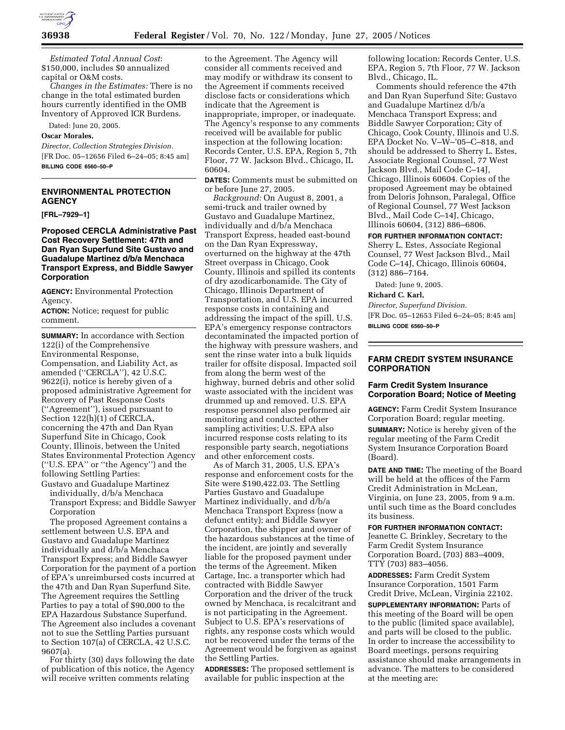*Estimated Total Annual Cost*: $150,000, includes $0 annualized capital or O&M costs.

*Changes in the Estimates:* There is no change in the total estimated burden hours currently identified in the OMB Inventory of Approved ICR Burdens.

Dated: June 20, 2005.

**Oscar Morales,**

*Director, Collection Strategies Division.*

[FR Doc. 05–12656 Filed 6–24–05; 8:45 am]

**BILLING CODE 6560–50–P**

---

## ENVIRONMENTAL PROTECTION AGENCY

**[FRL–7929–1]**

### Proposed CERCLA Administrative Past Cost Recovery Settlement: 47th and Dan Ryan Superfund Site Gustavo and Guadalupe Martinez d/b/a Menchaca Transport Express, and Biddle Sawyer Corporation

**AGENCY:** Environmental Protection Agency.

**ACTION:** Notice; request for public comment.

**SUMMARY:** In accordance with Section 122(i) of the Comprehensive Environmental Response, Compensation, and Liability Act, as amended (''CERCLA''), 42 U.S.C. 9622(i), notice is hereby given of a proposed administrative Agreement for Recovery of Past Response Costs (''Agreement''), issued pursuant to Section 122(h)(1) of CERCLA, concerning the 47th and Dan Ryan Superfund Site in Chicago, Cook County, Illinois, between the United States Environmental Protection Agency (''U.S. EPA'' or ''the Agency'') and the following Settling Parties:

Gustavo and Guadalupe Martinez individually, d/b/a Menchaca Transport Express; and Biddle Sawyer Corporation

The proposed Agreement contains a settlement between U.S. EPA and Gustavo and Guadalupe Martinez individually and d/b/a Menchaca Transport Express; and Biddle Sawyer Corporation for the payment of a portion of EPA's unreimbursed costs incurred at the 47th and Dan Ryan Superfund Site. The Agreement requires the Settling Parties to pay a total of $90,000 to the EPA Hazardous Substance Superfund. The Agreement also includes a covenant not to sue the Settling Parties pursuant to Section 107(a) of CERCLA, 42 U.S.C. 9607(a).

For thirty (30) days following the date of publication of this notice, the Agency will receive written comments relating to the Agreement. The Agency will consider all comments received and may modify or withdraw its consent to the Agreement if comments received disclose facts or considerations which indicate that the Agreement is inappropriate, improper, or inadequate. The Agency's response to any comments received will be available for public inspection at the following location: Records Center, U.S. EPA, Region 5, 7th Floor, 77 W. Jackson Blvd., Chicago, IL 60604.

**DATES:** Comments must be submitted on or before June 27, 2005.

*Background:* On August 8, 2001, a semi-truck and trailer owned by Gustavo and Guadalupe Martinez, individually and d/b/a Menchaca Transport Express, headed east-bound on the Dan Ryan Expressway, overturned on the highway at the 47th Street overpass in Chicago, Cook County, Illinois and spilled its contents of dry azodicarbonamide. The City of Chicago, Illinois Department of Transportation, and U.S. EPA incurred response costs in containing and addressing the impact of the spill. U.S. EPA's emergency response contractors decontaminated the impacted portion of the highway with pressure washers, and sent the rinse water into a bulk liquids trailer for offsite disposal. Impacted soil from along the berm west of the highway, burned debris and other solid waste associated with the incident was drummed up and removed. U.S. EPA response personnel also performed air monitoring and conducted other sampling activities; U.S. EPA also incurred response costs relating to its responsible party search, negotiations and other enforcement costs.

As of March 31, 2005, U.S. EPA's response and enforcement costs for the Site were $190,422.03. The Settling Parties Gustavo and Guadalupe Martinez individually, and d/b/a Menchaca Transport Express (now a defunct entity); and Biddle Sawyer Corporation, the shipper and owner of the hazardous substances at the time of the incident, are jointly and severally liable for the proposed payment under the terms of the Agreement. Miken Cartage, Inc. a transporter which had contracted with Biddle Sawyer Corporation and the driver of the truck owned by Menchaca, is recalcitrant and is not participating in the Agreement. Subject to U.S. EPA's reservations of rights, any response costs which would not be recovered under the terms of the Agreement would be forgiven as against the Settling Parties.

**ADDRESSES:** The proposed settlement is available for public inspection at the following location: Records Center, U.S. EPA, Region 5, 7th Floor, 77 W. Jackson Blvd., Chicago, IL.

Comments should reference the 47th and Dan Ryan Superfund Site; Gustavo and Guadalupe Martinez d/b/a Menchaca Transport Express; and Biddle Sawyer Corporation; City of Chicago, Cook County, Illinois and U.S. EPA Docket No. V–W–'05–C–818, and should be addressed to Sherry L. Estes, Associate Regional Counsel, 77 West Jackson Blvd., Mail Code C–14J, Chicago, Illinois 60604. Copies of the proposed Agreement may be obtained from Deloris Johnson, Paralegal, Office of Regional Counsel, 77 West Jackson Blvd., Mail Code C–14J, Chicago, Illinois 60604, (312) 886–6806.

**FOR FURTHER INFORMATION CONTACT:** Sherry L. Estes, Associate Regional Counsel, 77 West Jackson Blvd., Mail Code C–14J, Chicago, Illinois 60604, (312) 886–7164.

Dated: June 9, 2005.

**Richard C. Karl,**

*Director, Superfund Division.*

[FR Doc. 05–12653 Filed 6–24–05; 8:45 am]

**BILLING CODE 6560–50–P**

---

## FARM CREDIT SYSTEM INSURANCE CORPORATION

### Farm Credit System Insurance Corporation Board; Notice of Meeting

**AGENCY:** Farm Credit System Insurance Corporation Board; regular meeting.

**SUMMARY:** Notice is hereby given of the regular meeting of the Farm Credit System Insurance Corporation Board (Board).

**DATE AND TIME:** The meeting of the Board will be held at the offices of the Farm Credit Administration in McLean, Virginia, on June 23, 2005, from 9 a.m. until such time as the Board concludes its business.

**FOR FURTHER INFORMATION CONTACT:** Jeanette C. Brinkley, Secretary to the Farm Credit System Insurance Corporation Board, (703) 883–4009, TTY (703) 883–4056.

**ADDRESSES:** Farm Credit System Insurance Corporation, 1501 Farm Credit Drive, McLean, Virginia 22102.

**SUPPLEMENTARY INFORMATION:** Parts of this meeting of the Board will be open to the public (limited space available), and parts will be closed to the public. In order to increase the accessibility to Board meetings, persons requiring assistance should make arrangements in advance. The matters to be considered at the meeting are: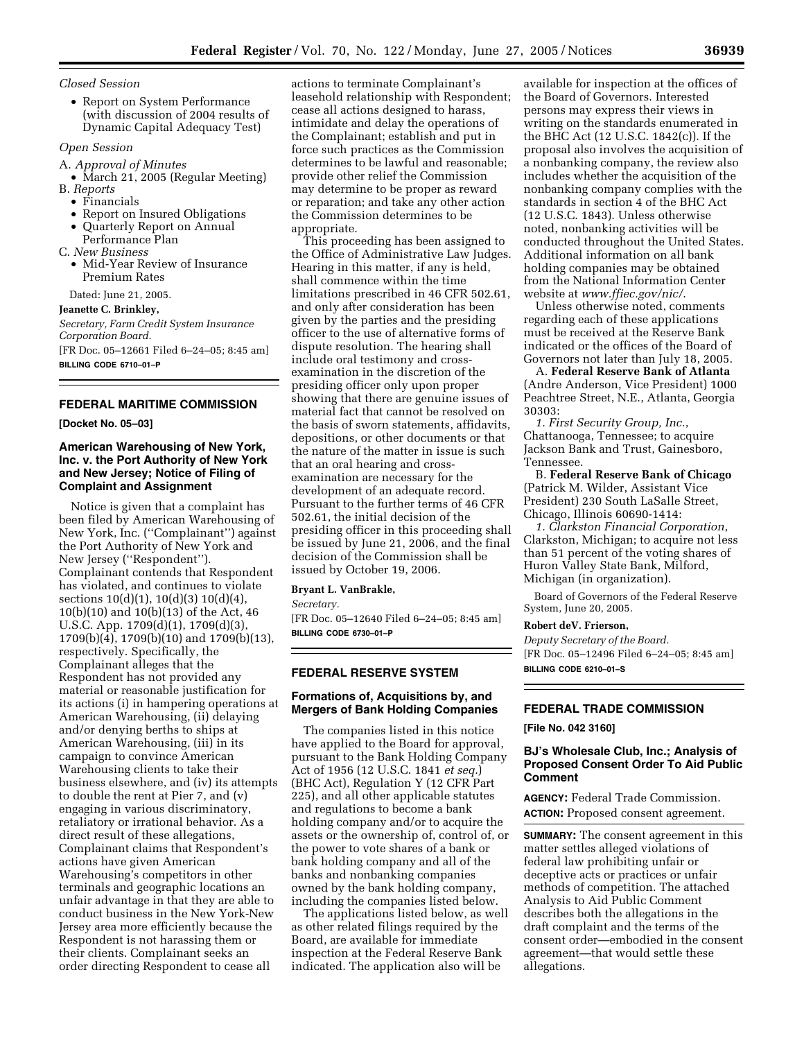*Closed Session*

- Report on System Performance (with discussion of 2004 results of Dynamic Capital Adequacy Test)

*Open Session*

A. *Approval of Minutes*
- March 21, 2005 (Regular Meeting)

B. *Reports*
- Financials
- Report on Insured Obligations
- Quarterly Report on Annual Performance Plan

C. *New Business*
- Mid-Year Review of Insurance Premium Rates

Dated: June 21, 2005.

**Jeanette C. Brinkley,**

*Secretary, Farm Credit System Insurance Corporation Board.*

[FR Doc. 05–12661 Filed 6–24–05; 8:45 am]

**BILLING CODE 6710–01–P**

## FEDERAL MARITIME COMMISSION

**[Docket No. 05–03]**

### American Warehousing of New York, Inc. v. the Port Authority of New York and New Jersey; Notice of Filing of Complaint and Assignment

Notice is given that a complaint has been filed by American Warehousing of New York, Inc. (''Complainant'') against the Port Authority of New York and New Jersey (''Respondent''). Complainant contends that Respondent has violated, and continues to violate sections 10(d)(1), 10(d)(3) 10(d)(4), 10(b)(10) and 10(b)(13) of the Act, 46 U.S.C. App. 1709(d)(1), 1709(d)(3), 1709(b)(4), 1709(b)(10) and 1709(b)(13), respectively. Specifically, the Complainant alleges that the Respondent has not provided any material or reasonable justification for its actions (i) in hampering operations at American Warehousing, (ii) delaying and/or denying berths to ships at American Warehousing, (iii) in its campaign to convince American Warehousing clients to take their business elsewhere, and (iv) its attempts to double the rent at Pier 7, and (v) engaging in various discriminatory, retaliatory or irrational behavior. As a direct result of these allegations, Complainant claims that Respondent's actions have given American Warehousing's competitors in other terminals and geographic locations an unfair advantage in that they are able to conduct business in the New York-New Jersey area more efficiently because the Respondent is not harassing them or their clients. Complainant seeks an order directing Respondent to cease all actions to terminate Complainant's leasehold relationship with Respondent; cease all actions designed to harass, intimidate and delay the operations of the Complainant; establish and put in force such practices as the Commission determines to be lawful and reasonable; provide other relief the Commission may determine to be proper as reward or reparation; and take any other action the Commission determines to be appropriate.

This proceeding has been assigned to the Office of Administrative Law Judges. Hearing in this matter, if any is held, shall commence within the time limitations prescribed in 46 CFR 502.61, and only after consideration has been given by the parties and the presiding officer to the use of alternative forms of dispute resolution. The hearing shall include oral testimony and cross-examination in the discretion of the presiding officer only upon proper showing that there are genuine issues of material fact that cannot be resolved on the basis of sworn statements, affidavits, depositions, or other documents or that the nature of the matter in issue is such that an oral hearing and cross-examination are necessary for the development of an adequate record. Pursuant to the further terms of 46 CFR 502.61, the initial decision of the presiding officer in this proceeding shall be issued by June 21, 2006, and the final decision of the Commission shall be issued by October 19, 2006.

**Bryant L. VanBrakle,**

*Secretary.*

[FR Doc. 05–12640 Filed 6–24–05; 8:45 am]

**BILLING CODE 6730–01–P**

## FEDERAL RESERVE SYSTEM

### Formations of, Acquisitions by, and Mergers of Bank Holding Companies

The companies listed in this notice have applied to the Board for approval, pursuant to the Bank Holding Company Act of 1956 (12 U.S.C. 1841 *et seq.*) (BHC Act), Regulation Y (12 CFR Part 225), and all other applicable statutes and regulations to become a bank holding company and/or to acquire the assets or the ownership of, control of, or the power to vote shares of a bank or bank holding company and all of the banks and nonbanking companies owned by the bank holding company, including the companies listed below.

The applications listed below, as well as other related filings required by the Board, are available for immediate inspection at the Federal Reserve Bank indicated. The application also will be available for inspection at the offices of the Board of Governors. Interested persons may express their views in writing on the standards enumerated in the BHC Act (12 U.S.C. 1842(c)). If the proposal also involves the acquisition of a nonbanking company, the review also includes whether the acquisition of the nonbanking company complies with the standards in section 4 of the BHC Act (12 U.S.C. 1843). Unless otherwise noted, nonbanking activities will be conducted throughout the United States. Additional information on all bank holding companies may be obtained from the National Information Center website at *www.ffiec.gov/nic/*.

Unless otherwise noted, comments regarding each of these applications must be received at the Reserve Bank indicated or the offices of the Board of Governors not later than July 18, 2005.

A. **Federal Reserve Bank of Atlanta** (Andre Anderson, Vice President) 1000 Peachtree Street, N.E., Atlanta, Georgia 30303:

*1. First Security Group, Inc.*, Chattanooga, Tennessee; to acquire Jackson Bank and Trust, Gainesboro, Tennessee.

B. **Federal Reserve Bank of Chicago** (Patrick M. Wilder, Assistant Vice President) 230 South LaSalle Street, Chicago, Illinois 60690-1414:

*1. Clarkston Financial Corporation*, Clarkston, Michigan; to acquire not less than 51 percent of the voting shares of Huron Valley State Bank, Milford, Michigan (in organization).

Board of Governors of the Federal Reserve System, June 20, 2005.

**Robert deV. Frierson,**

*Deputy Secretary of the Board.*

[FR Doc. 05–12496 Filed 6–24–05; 8:45 am]

**BILLING CODE 6210–01–S**

## FEDERAL TRADE COMMISSION

**[File No. 042 3160]**

### BJ's Wholesale Club, Inc.; Analysis of Proposed Consent Order To Aid Public Comment

**AGENCY:** Federal Trade Commission.

**ACTION:** Proposed consent agreement.

**SUMMARY:** The consent agreement in this matter settles alleged violations of federal law prohibiting unfair or deceptive acts or practices or unfair methods of competition. The attached Analysis to Aid Public Comment describes both the allegations in the draft complaint and the terms of the consent order—embodied in the consent agreement—that would settle these allegations.